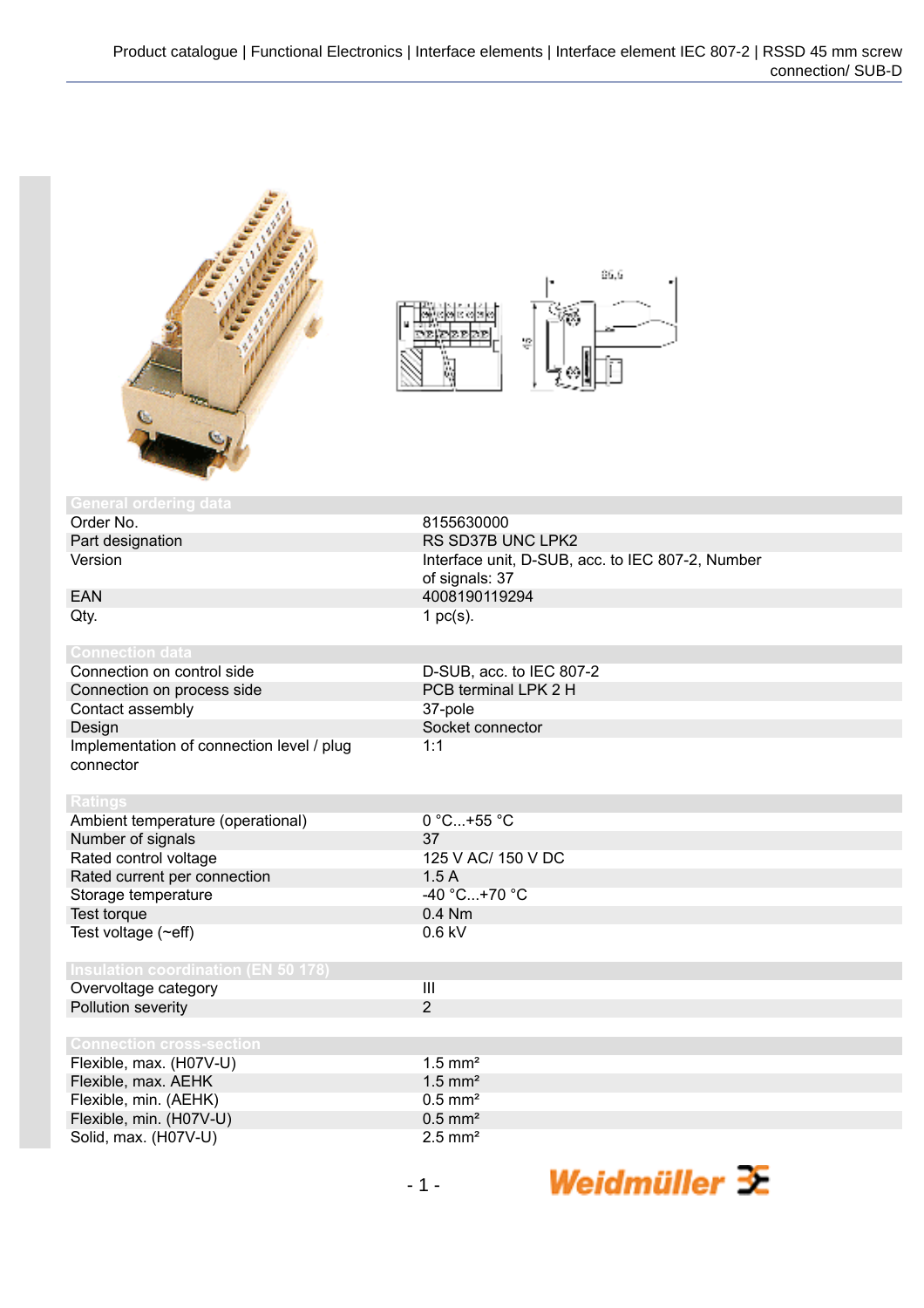## General ordering data

| | |
|---|---|
| Order No. | 8155630000 |
| Part designation | RS SD37B UNC LPK2 |
| Version | Interface unit, D-SUB, acc. to IEC 807-2, Number of signals: 37 |
| EAN | 4008190119294 |
| Qty. | 1 pc(s). |

## Connection data

| | |
|---|---|
| Connection on control side | D-SUB, acc. to IEC 807-2 |
| Connection on process side | PCB terminal LPK 2 H |
| Contact assembly | 37-pole |
| Design | Socket connector |
| Implementation of connection level / plug connector | 1:1 |

## Ratings

| | |
|---|---|
| Ambient temperature (operational) | 0 °C...+55 °C |
| Number of signals | 37 |
| Rated control voltage | 125 V AC/ 150 V DC |
| Rated current per connection | 1.5 A |
| Storage temperature | -40 °C...+70 °C |
| Test torque | 0.4 Nm |
| Test voltage (~eff) | 0.6 kV |

## Insulation coordination (EN 50 178)

| | |
|---|---|
| Overvoltage category | III |
| Pollution severity | 2 |

## Connection cross-section

| | |
|---|---|
| Flexible, max. (H07V-U) | 1.5 mm² |
| Flexible, max. AEHK | 1.5 mm² |
| Flexible, min. (AEHK) | 0.5 mm² |
| Flexible, min. (H07V-U) | 0.5 mm² |
| Solid, max. (H07V-U) | 2.5 mm² |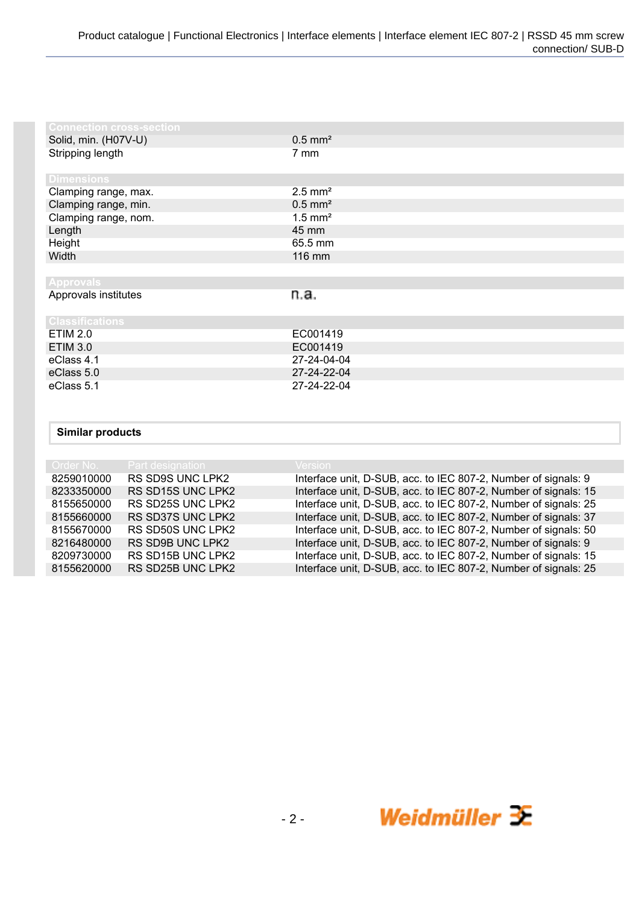| Connection cross-section | |
|---|---|
| Solid, min. (H07V-U) | 0.5 mm² |
| Stripping length | 7 mm |

| Dimensions | |
|---|---|
| Clamping range, max. | 2.5 mm² |
| Clamping range, min. | 0.5 mm² |
| Clamping range, nom. | 1.5 mm² |
| Length | 45 mm |
| Height | 65.5 mm |
| Width | 116 mm |

| Approvals | |
|---|---|
| Approvals institutes | n.a. |

| Classifications | |
|---|---|
| ETIM 2.0 | EC001419 |
| ETIM 3.0 | EC001419 |
| eClass 4.1 | 27-24-04-04 |
| eClass 5.0 | 27-24-22-04 |
| eClass 5.1 | 27-24-22-04 |

**Similar products**

| Order No. | Part designation | Version |
|---|---|---|
| 8259010000 | RS SD9S UNC LPK2 | Interface unit, D-SUB, acc. to IEC 807-2, Number of signals: 9 |
| 8233350000 | RS SD15S UNC LPK2 | Interface unit, D-SUB, acc. to IEC 807-2, Number of signals: 15 |
| 8155650000 | RS SD25S UNC LPK2 | Interface unit, D-SUB, acc. to IEC 807-2, Number of signals: 25 |
| 8155660000 | RS SD37S UNC LPK2 | Interface unit, D-SUB, acc. to IEC 807-2, Number of signals: 37 |
| 8155670000 | RS SD50S UNC LPK2 | Interface unit, D-SUB, acc. to IEC 807-2, Number of signals: 50 |
| 8216480000 | RS SD9B UNC LPK2 | Interface unit, D-SUB, acc. to IEC 807-2, Number of signals: 9 |
| 8209730000 | RS SD15B UNC LPK2 | Interface unit, D-SUB, acc. to IEC 807-2, Number of signals: 15 |
| 8155620000 | RS SD25B UNC LPK2 | Interface unit, D-SUB, acc. to IEC 807-2, Number of signals: 25 |